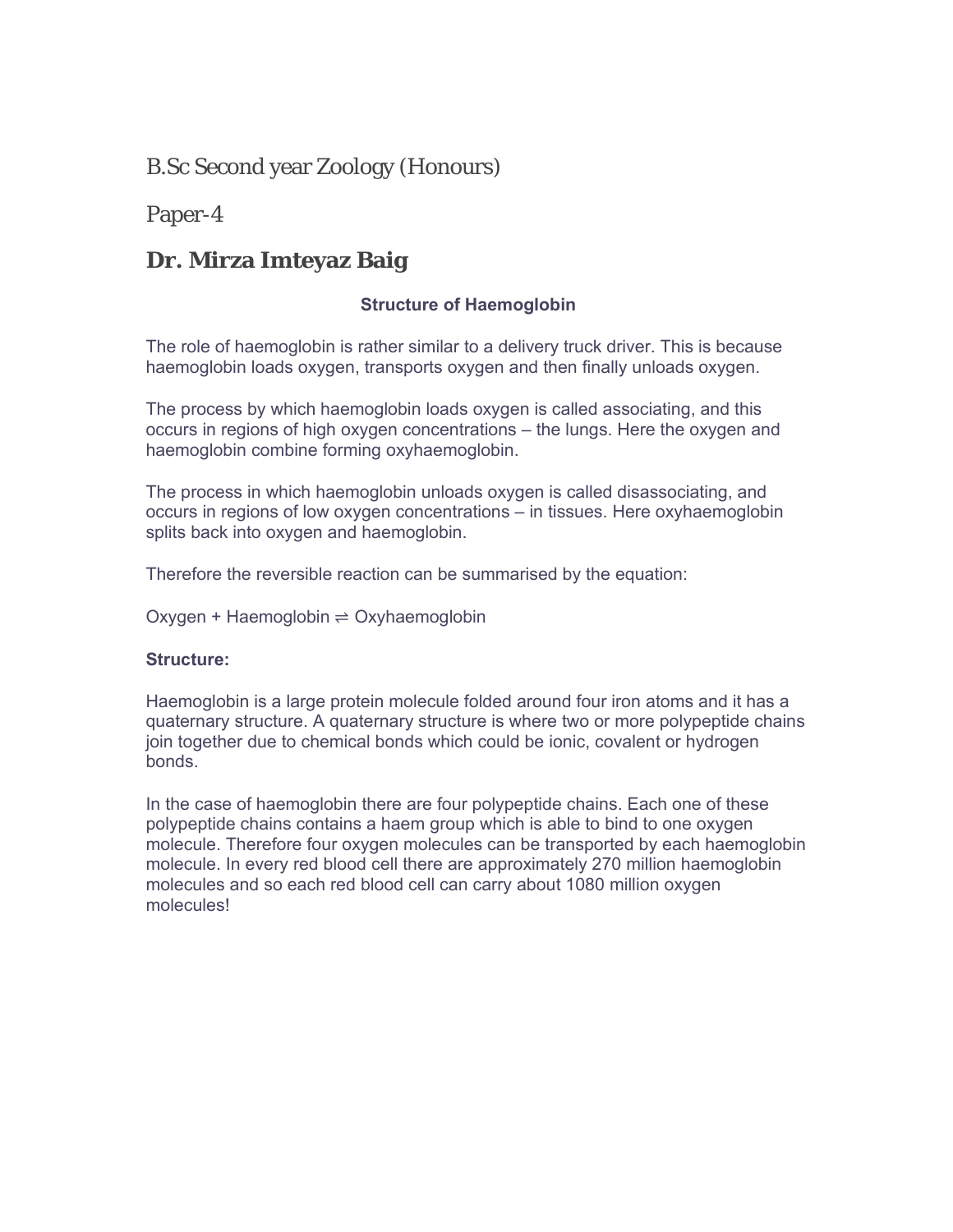B.Sc Second year Zoology (Honours)

Paper-4

## Dr. Mirza Imteyaz Baig

### Structure of Haemoglobin

The role of haemoglobin is rather similar to a delivery truck driver. This is because haemoglobin loads oxygen, transports oxygen and then finally unloads oxygen.

The process by which haemoglobin loads oxygen is called associating, and this occurs in regions of high oxygen concentrations – the lungs. Here the oxygen and haemoglobin combine forming oxyhaemoglobin.

The process in which haemoglobin unloads oxygen is called disassociating, and occurs in regions of low oxygen concentrations – in tissues. Here oxyhaemoglobin splits back into oxygen and haemoglobin.

Therefore the reversible reaction can be summarised by the equation:

Oxygen + Haemoglobin $\rightleftharpoons$ Oxyhaemoglobin

**Structure:**

Haemoglobin is a large protein molecule folded around four iron atoms and it has a quaternary structure. A quaternary structure is where two or more polypeptide chains join together due to chemical bonds which could be ionic, covalent or hydrogen bonds.

In the case of haemoglobin there are four polypeptide chains. Each one of these polypeptide chains contains a haem group which is able to bind to one oxygen molecule. Therefore four oxygen molecules can be transported by each haemoglobin molecule. In every red blood cell there are approximately 270 million haemoglobin molecules and so each red blood cell can carry about 1080 million oxygen molecules!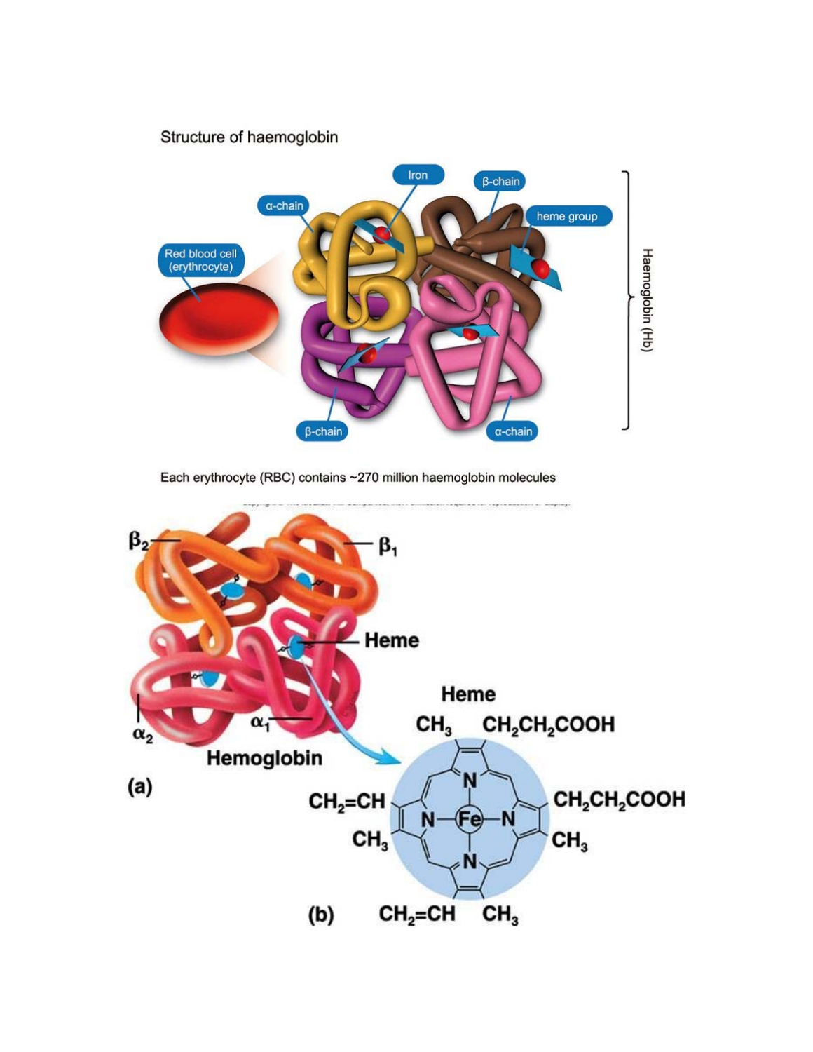Structure of haemoglobin

Each erythrocyte (RBC) contains ~270 million haemoglobin molecules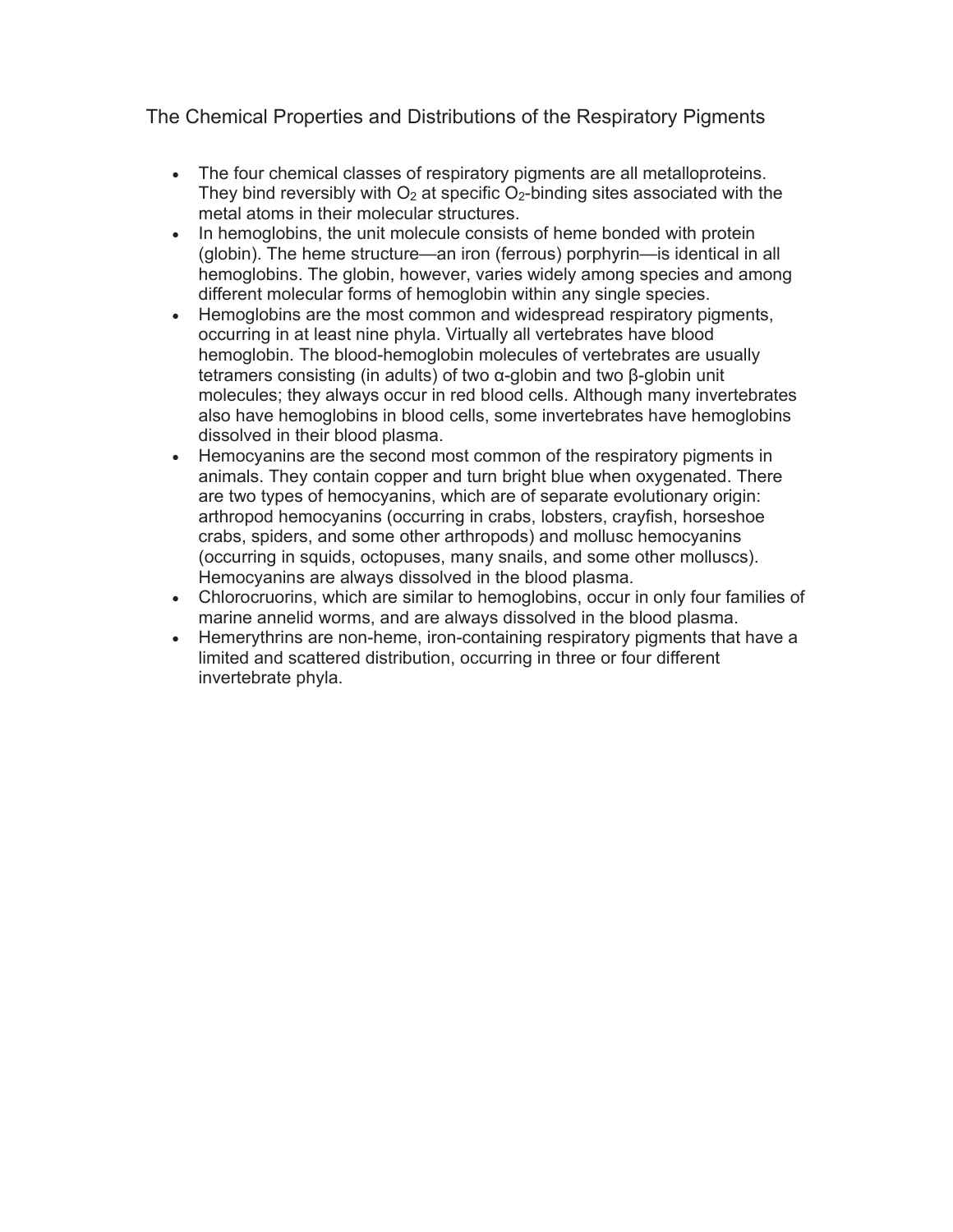## The Chemical Properties and Distributions of the Respiratory Pigments

- The four chemical classes of respiratory pigments are all metalloproteins. They bind reversibly with $O_2$ at specific $O_2$-binding sites associated with the metal atoms in their molecular structures.
- In hemoglobins, the unit molecule consists of heme bonded with protein (globin). The heme structure—an iron (ferrous) porphyrin—is identical in all hemoglobins. The globin, however, varies widely among species and among different molecular forms of hemoglobin within any single species.
- Hemoglobins are the most common and widespread respiratory pigments, occurring in at least nine phyla. Virtually all vertebrates have blood hemoglobin. The blood-hemoglobin molecules of vertebrates are usually tetramers consisting (in adults) of two α-globin and two β-globin unit molecules; they always occur in red blood cells. Although many invertebrates also have hemoglobins in blood cells, some invertebrates have hemoglobins dissolved in their blood plasma.
- Hemocyanins are the second most common of the respiratory pigments in animals. They contain copper and turn bright blue when oxygenated. There are two types of hemocyanins, which are of separate evolutionary origin: arthropod hemocyanins (occurring in crabs, lobsters, crayfish, horseshoe crabs, spiders, and some other arthropods) and mollusc hemocyanins (occurring in squids, octopuses, many snails, and some other molluscs). Hemocyanins are always dissolved in the blood plasma.
- Chlorocruorins, which are similar to hemoglobins, occur in only four families of marine annelid worms, and are always dissolved in the blood plasma.
- Hemerythrins are non-heme, iron-containing respiratory pigments that have a limited and scattered distribution, occurring in three or four different invertebrate phyla.